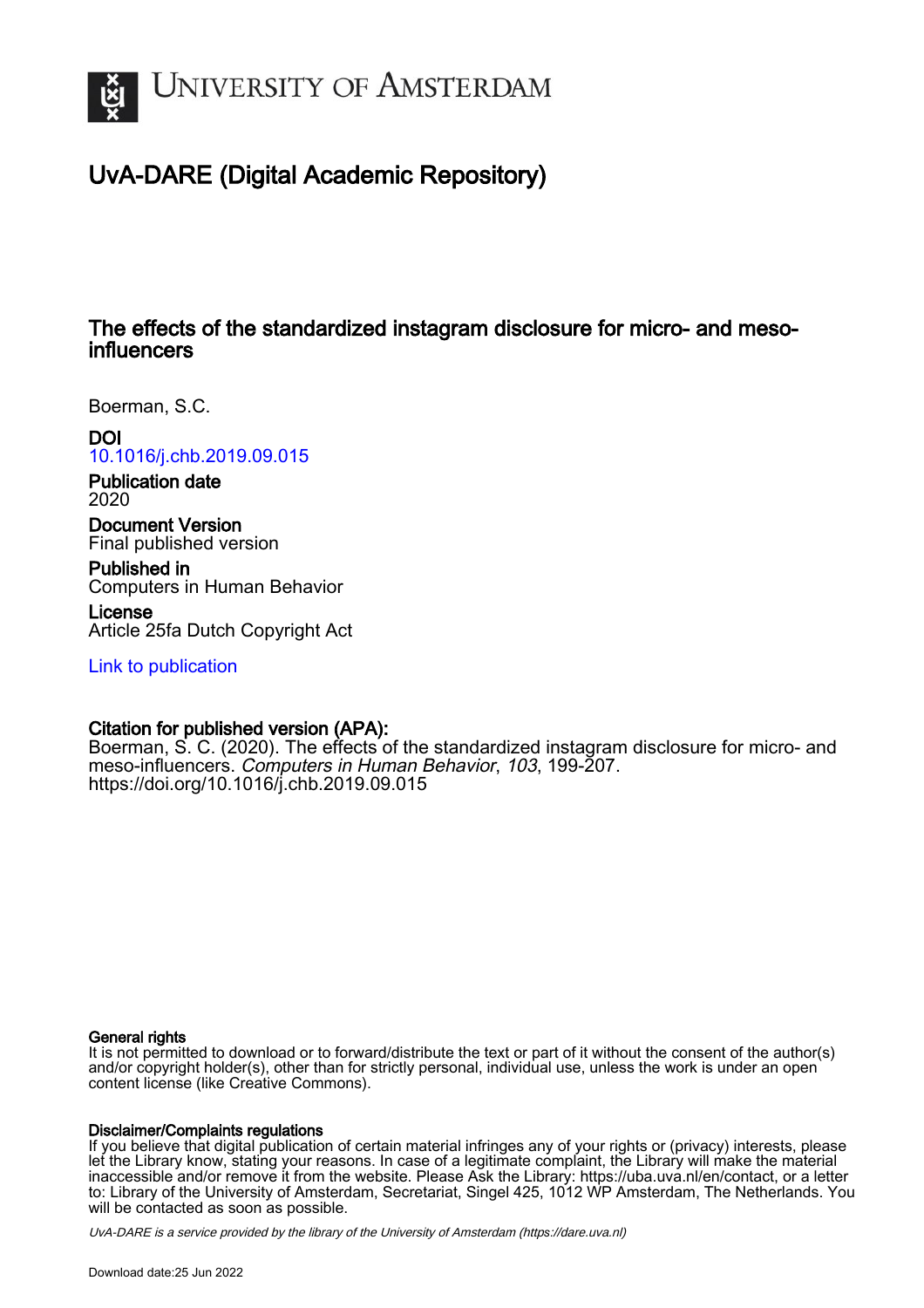# University of Amsterdam

## UvA-DARE (Digital Academic Repository)

### The effects of the standardized instagram disclosure for micro- and meso-influencers

Boerman, S.C.

**DOI**
10.1016/j.chb.2019.09.015

**Publication date**
2020

**Document Version**
Final published version

**Published in**
Computers in Human Behavior

**License**
Article 25fa Dutch Copyright Act

Link to publication

**Citation for published version (APA):**
Boerman, S. C. (2020). The effects of the standardized instagram disclosure for micro- and meso-influencers. *Computers in Human Behavior*, *103*, 199-207. https://doi.org/10.1016/j.chb.2019.09.015

**General rights**
It is not permitted to download or to forward/distribute the text or part of it without the consent of the author(s) and/or copyright holder(s), other than for strictly personal, individual use, unless the work is under an open content license (like Creative Commons).

**Disclaimer/Complaints regulations**
If you believe that digital publication of certain material infringes any of your rights or (privacy) interests, please let the Library know, stating your reasons. In case of a legitimate complaint, the Library will make the material inaccessible and/or remove it from the website. Please Ask the Library: https://uba.uva.nl/en/contact, or a letter to: Library of the University of Amsterdam, Secretariat, Singel 425, 1012 WP Amsterdam, The Netherlands. You will be contacted as soon as possible.

*UvA-DARE is a service provided by the library of the University of Amsterdam (https://dare.uva.nl)*

Download date:25 Jun 2022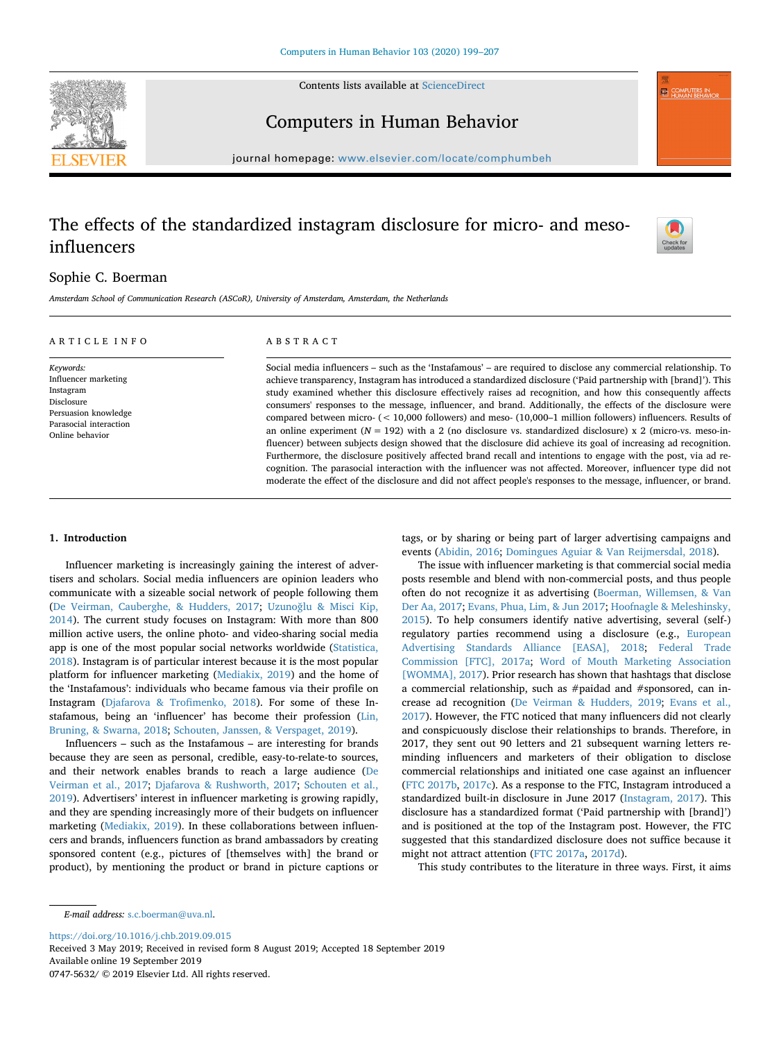# The effects of the standardized instagram disclosure for micro- and meso-influencers

Sophie C. Boerman

*Amsterdam School of Communication Research (ASCoR), University of Amsterdam, Amsterdam, the Netherlands*

## ARTICLE INFO

*Keywords:*
Influencer marketing
Instagram
Disclosure
Persuasion knowledge
Parasocial interaction
Online behavior

## ABSTRACT

Social media influencers – such as the 'Instafamous' – are required to disclose any commercial relationship. To achieve transparency, Instagram has introduced a standardized disclosure ('Paid partnership with [brand]'). This study examined whether this disclosure effectively raises ad recognition, and how this consequently affects consumers' responses to the message, influencer, and brand. Additionally, the effects of the disclosure were compared between micro- (< 10,000 followers) and meso- (10,000–1 million followers) influencers. Results of an online experiment (*N* = 192) with a 2 (no disclosure vs. standardized disclosure) x 2 (micro-vs. meso-influencer) between subjects design showed that the disclosure did achieve its goal of increasing ad recognition. Furthermore, the disclosure positively affected brand recall and intentions to engage with the post, via ad recognition. The parasocial interaction with the influencer was not affected. Moreover, influencer type did not moderate the effect of the disclosure and did not affect people's responses to the message, influencer, or brand.

## 1. Introduction

Influencer marketing is increasingly gaining the interest of advertisers and scholars. Social media influencers are opinion leaders who communicate with a sizeable social network of people following them (De Veirman, Cauberghe, & Hudders, 2017; Uzunoğlu & Misci Kip, 2014). The current study focuses on Instagram: With more than 800 million active users, the online photo- and video-sharing social media app is one of the most popular social networks worldwide (Statistica, 2018). Instagram is of particular interest because it is the most popular platform for influencer marketing (Mediakix, 2019) and the home of the 'Instafamous': individuals who became famous via their profile on Instagram (Djafarova & Trofimenko, 2018). For some of these Instafamous, being an 'influencer' has become their profession (Lin, Bruning, & Swarna, 2018; Schouten, Janssen, & Verspaget, 2019).

Influencers – such as the Instafamous – are interesting for brands because they are seen as personal, credible, easy-to-relate-to sources, and their network enables brands to reach a large audience (De Veirman et al., 2017; Djafarova & Rushworth, 2017; Schouten et al., 2019). Advertisers' interest in influencer marketing is growing rapidly, and they are spending increasingly more of their budgets on influencer marketing (Mediakix, 2019). In these collaborations between influencers and brands, influencers function as brand ambassadors by creating sponsored content (e.g., pictures of [themselves with] the brand or product), by mentioning the product or brand in picture captions or tags, or by sharing or being part of larger advertising campaigns and events (Abidin, 2016; Domingues Aguiar & Van Reijmersdal, 2018).

The issue with influencer marketing is that commercial social media posts resemble and blend with non-commercial posts, and thus people often do not recognize it as advertising (Boerman, Willemsen, & Van Der Aa, 2017; Evans, Phua, Lim, & Jun 2017; Hoofnagle & Meleshinsky, 2015). To help consumers identify native advertising, several (self-) regulatory parties recommend using a disclosure (e.g., European Advertising Standards Alliance [EASA], 2018; Federal Trade Commission [FTC], 2017a; Word of Mouth Marketing Association [WOMMA], 2017). Prior research has shown that hashtags that disclose a commercial relationship, such as #paidad and #sponsored, can increase ad recognition (De Veirman & Hudders, 2019; Evans et al., 2017). However, the FTC noticed that many influencers did not clearly and conspicuously disclose their relationships to brands. Therefore, in 2017, they sent out 90 letters and 21 subsequent warning letters reminding influencers and marketers of their obligation to disclose commercial relationships and initiated one case against an influencer (FTC 2017b, 2017c). As a response to the FTC, Instagram introduced a standardized built-in disclosure in June 2017 (Instagram, 2017). This disclosure has a standardized format ('Paid partnership with [brand]') and is positioned at the top of the Instagram post. However, the FTC suggested that this standardized disclosure does not suffice because it might not attract attention (FTC 2017a, 2017d).

This study contributes to the literature in three ways. First, it aims

*E-mail address:* s.c.boerman@uva.nl.

https://doi.org/10.1016/j.chb.2019.09.015
Received 3 May 2019; Received in revised form 8 August 2019; Accepted 18 September 2019
Available online 19 September 2019
0747-5632/ © 2019 Elsevier Ltd. All rights reserved.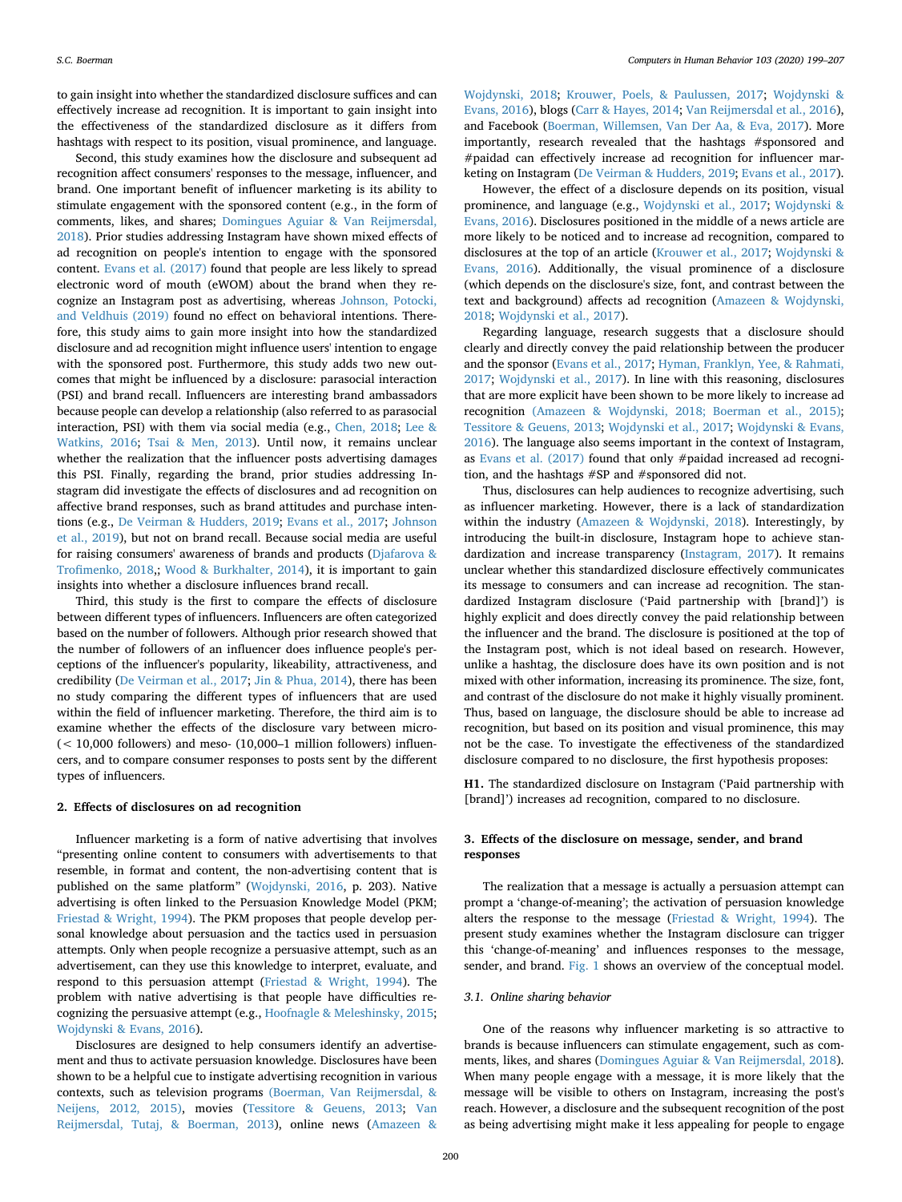to gain insight into whether the standardized disclosure suffices and can effectively increase ad recognition. It is important to gain insight into the effectiveness of the standardized disclosure as it differs from hashtags with respect to its position, visual prominence, and language.

Second, this study examines how the disclosure and subsequent ad recognition affect consumers' responses to the message, influencer, and brand. One important benefit of influencer marketing is its ability to stimulate engagement with the sponsored content (e.g., in the form of comments, likes, and shares; Domingues Aguiar & Van Reijmersdal, 2018). Prior studies addressing Instagram have shown mixed effects of ad recognition on people's intention to engage with the sponsored content. Evans et al. (2017) found that people are less likely to spread electronic word of mouth (eWOM) about the brand when they recognize an Instagram post as advertising, whereas Johnson, Potocki, and Veldhuis (2019) found no effect on behavioral intentions. Therefore, this study aims to gain more insight into how the standardized disclosure and ad recognition might influence users' intention to engage with the sponsored post. Furthermore, this study adds two new outcomes that might be influenced by a disclosure: parasocial interaction (PSI) and brand recall. Influencers are interesting brand ambassadors because people can develop a relationship (also referred to as parasocial interaction, PSI) with them via social media (e.g., Chen, 2018; Lee & Watkins, 2016; Tsai & Men, 2013). Until now, it remains unclear whether the realization that the influencer posts advertising damages this PSI. Finally, regarding the brand, prior studies addressing Instagram did investigate the effects of disclosures and ad recognition on affective brand responses, such as brand attitudes and purchase intentions (e.g., De Veirman & Hudders, 2019; Evans et al., 2017; Johnson et al., 2019), but not on brand recall. Because social media are useful for raising consumers' awareness of brands and products (Djafarova & Trofimenko, 2018,; Wood & Burkhalter, 2014), it is important to gain insights into whether a disclosure influences brand recall.

Third, this study is the first to compare the effects of disclosure between different types of influencers. Influencers are often categorized based on the number of followers. Although prior research showed that the number of followers of an influencer does influence people's perceptions of the influencer's popularity, likeability, attractiveness, and credibility (De Veirman et al., 2017; Jin & Phua, 2014), there has been no study comparing the different types of influencers that are used within the field of influencer marketing. Therefore, the third aim is to examine whether the effects of the disclosure vary between micro- (< 10,000 followers) and meso- (10,000–1 million followers) influencers, and to compare consumer responses to posts sent by the different types of influencers.

## 2. Effects of disclosures on ad recognition

Influencer marketing is a form of native advertising that involves "presenting online content to consumers with advertisements to that resemble, in format and content, the non-advertising content that is published on the same platform" (Wojdynski, 2016, p. 203). Native advertising is often linked to the Persuasion Knowledge Model (PKM; Friestad & Wright, 1994). The PKM proposes that people develop personal knowledge about persuasion and the tactics used in persuasion attempts. Only when people recognize a persuasive attempt, such as an advertisement, can they use this knowledge to interpret, evaluate, and respond to this persuasion attempt (Friestad & Wright, 1994). The problem with native advertising is that people have difficulties recognizing the persuasive attempt (e.g., Hoofnagle & Meleshinsky, 2015; Wojdynski & Evans, 2016).

Disclosures are designed to help consumers identify an advertisement and thus to activate persuasion knowledge. Disclosures have been shown to be a helpful cue to instigate advertising recognition in various contexts, such as television programs (Boerman, Van Reijmersdal, & Neijens, 2012, 2015), movies (Tessitore & Geuens, 2013; Van Reijmersdal, Tutaj, & Boerman, 2013), online news (Amazeen & Wojdynski, 2018; Krouwer, Poels, & Paulussen, 2017; Wojdynski & Evans, 2016), blogs (Carr & Hayes, 2014; Van Reijmersdal et al., 2016), and Facebook (Boerman, Willemsen, Van Der Aa, & Eva, 2017). More importantly, research revealed that the hashtags #sponsored and #paidad can effectively increase ad recognition for influencer marketing on Instagram (De Veirman & Hudders, 2019; Evans et al., 2017).

However, the effect of a disclosure depends on its position, visual prominence, and language (e.g., Wojdynski et al., 2017; Wojdynski & Evans, 2016). Disclosures positioned in the middle of a news article are more likely to be noticed and to increase ad recognition, compared to disclosures at the top of an article (Krouwer et al., 2017; Wojdynski & Evans, 2016). Additionally, the visual prominence of a disclosure (which depends on the disclosure's size, font, and contrast between the text and background) affects ad recognition (Amazeen & Wojdynski, 2018; Wojdynski et al., 2017).

Regarding language, research suggests that a disclosure should clearly and directly convey the paid relationship between the producer and the sponsor (Evans et al., 2017; Hyman, Franklyn, Yee, & Rahmati, 2017; Wojdynski et al., 2017). In line with this reasoning, disclosures that are more explicit have been shown to be more likely to increase ad recognition (Amazeen & Wojdynski, 2018; Boerman et al., 2015); Tessitore & Geuens, 2013; Wojdynski et al., 2017; Wojdynski & Evans, 2016). The language also seems important in the context of Instagram, as Evans et al. (2017) found that only #paidad increased ad recognition, and the hashtags #SP and #sponsored did not.

Thus, disclosures can help audiences to recognize advertising, such as influencer marketing. However, there is a lack of standardization within the industry (Amazeen & Wojdynski, 2018). Interestingly, by introducing the built-in disclosure, Instagram hope to achieve standardization and increase transparency (Instagram, 2017). It remains unclear whether this standardized disclosure effectively communicates its message to consumers and can increase ad recognition. The standardized Instagram disclosure ('Paid partnership with [brand]') is highly explicit and does directly convey the paid relationship between the influencer and the brand. The disclosure is positioned at the top of the Instagram post, which is not ideal based on research. However, unlike a hashtag, the disclosure does have its own position and is not mixed with other information, increasing its prominence. The size, font, and contrast of the disclosure do not make it highly visually prominent. Thus, based on language, the disclosure should be able to increase ad recognition, but based on its position and visual prominence, this may not be the case. To investigate the effectiveness of the standardized disclosure compared to no disclosure, the first hypothesis proposes:

**H1.** The standardized disclosure on Instagram ('Paid partnership with [brand]') increases ad recognition, compared to no disclosure.

## 3. Effects of the disclosure on message, sender, and brand responses

The realization that a message is actually a persuasion attempt can prompt a 'change-of-meaning'; the activation of persuasion knowledge alters the response to the message (Friestad & Wright, 1994). The present study examines whether the Instagram disclosure can trigger this 'change-of-meaning' and influences responses to the message, sender, and brand. Fig. 1 shows an overview of the conceptual model.

### 3.1. Online sharing behavior

One of the reasons why influencer marketing is so attractive to brands is because influencers can stimulate engagement, such as comments, likes, and shares (Domingues Aguiar & Van Reijmersdal, 2018). When many people engage with a message, it is more likely that the message will be visible to others on Instagram, increasing the post's reach. However, a disclosure and the subsequent recognition of the post as being advertising might make it less appealing for people to engage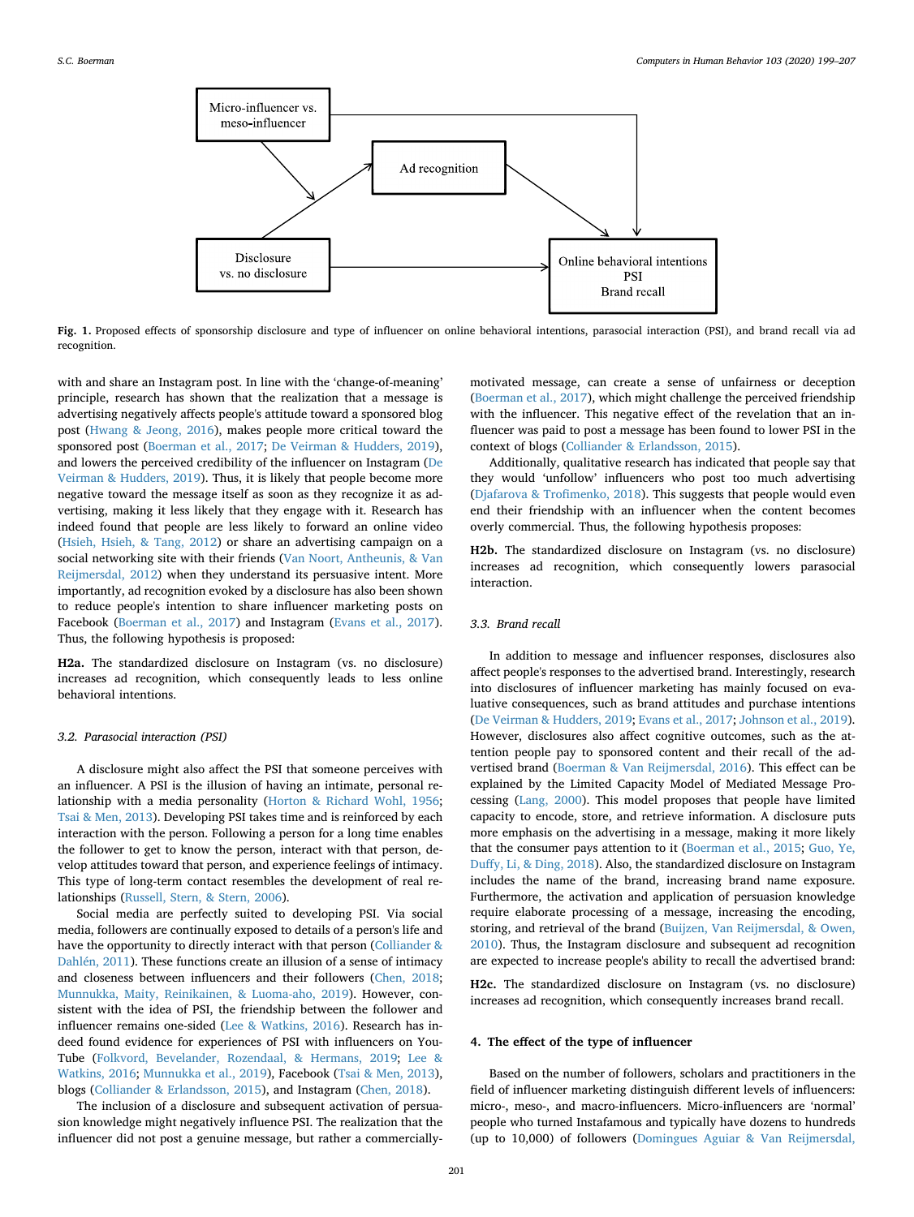**Fig. 1.** Proposed effects of sponsorship disclosure and type of influencer on online behavioral intentions, parasocial interaction (PSI), and brand recall via ad recognition.

with and share an Instagram post. In line with the 'change-of-meaning' principle, research has shown that the realization that a message is advertising negatively affects people's attitude toward a sponsored blog post (Hwang & Jeong, 2016), makes people more critical toward the sponsored post (Boerman et al., 2017; De Veirman & Hudders, 2019), and lowers the perceived credibility of the influencer on Instagram (De Veirman & Hudders, 2019). Thus, it is likely that people become more negative toward the message itself as soon as they recognize it as advertising, making it less likely that they engage with it. Research has indeed found that people are less likely to forward an online video (Hsieh, Hsieh, & Tang, 2012) or share an advertising campaign on a social networking site with their friends (Van Noort, Antheunis, & Van Reijmersdal, 2012) when they understand its persuasive intent. More importantly, ad recognition evoked by a disclosure has also been shown to reduce people's intention to share influencer marketing posts on Facebook (Boerman et al., 2017) and Instagram (Evans et al., 2017). Thus, the following hypothesis is proposed:

**H2a.** The standardized disclosure on Instagram (vs. no disclosure) increases ad recognition, which consequently leads to less online behavioral intentions.

### 3.2. Parasocial interaction (PSI)

A disclosure might also affect the PSI that someone perceives with an influencer. A PSI is the illusion of having an intimate, personal relationship with a media personality (Horton & Richard Wohl, 1956; Tsai & Men, 2013). Developing PSI takes time and is reinforced by each interaction with the person. Following a person for a long time enables the follower to get to know the person, interact with that person, develop attitudes toward that person, and experience feelings of intimacy. This type of long-term contact resembles the development of real relationships (Russell, Stern, & Stern, 2006).

Social media are perfectly suited to developing PSI. Via social media, followers are continually exposed to details of a person's life and have the opportunity to directly interact with that person (Colliander & Dahlén, 2011). These functions create an illusion of a sense of intimacy and closeness between influencers and their followers (Chen, 2018; Munnukka, Maity, Reinikainen, & Luoma-aho, 2019). However, consistent with the idea of PSI, the friendship between the follower and influencer remains one-sided (Lee & Watkins, 2016). Research has indeed found evidence for experiences of PSI with influencers on YouTube (Folkvord, Bevelander, Rozendaal, & Hermans, 2019; Lee & Watkins, 2016; Munnukka et al., 2019), Facebook (Tsai & Men, 2013), blogs (Colliander & Erlandsson, 2015), and Instagram (Chen, 2018).

The inclusion of a disclosure and subsequent activation of persuasion knowledge might negatively influence PSI. The realization that the influencer did not post a genuine message, but rather a commercially-motivated message, can create a sense of unfairness or deception (Boerman et al., 2017), which might challenge the perceived friendship with the influencer. This negative effect of the revelation that an influencer was paid to post a message has been found to lower PSI in the context of blogs (Colliander & Erlandsson, 2015).

Additionally, qualitative research has indicated that people say that they would 'unfollow' influencers who post too much advertising (Djafarova & Trofimenko, 2018). This suggests that people would even end their friendship with an influencer when the content becomes overly commercial. Thus, the following hypothesis proposes:

**H2b.** The standardized disclosure on Instagram (vs. no disclosure) increases ad recognition, which consequently lowers parasocial interaction.

### 3.3. Brand recall

In addition to message and influencer responses, disclosures also affect people's responses to the advertised brand. Interestingly, research into disclosures of influencer marketing has mainly focused on evaluative consequences, such as brand attitudes and purchase intentions (De Veirman & Hudders, 2019; Evans et al., 2017; Johnson et al., 2019). However, disclosures also affect cognitive outcomes, such as the attention people pay to sponsored content and their recall of the advertised brand (Boerman & Van Reijmersdal, 2016). This effect can be explained by the Limited Capacity Model of Mediated Message Processing (Lang, 2000). This model proposes that people have limited capacity to encode, store, and retrieve information. A disclosure puts more emphasis on the advertising in a message, making it more likely that the consumer pays attention to it (Boerman et al., 2015; Guo, Ye, Duffy, Li, & Ding, 2018). Also, the standardized disclosure on Instagram includes the name of the brand, increasing brand name exposure. Furthermore, the activation and application of persuasion knowledge require elaborate processing of a message, increasing the encoding, storing, and retrieval of the brand (Buijzen, Van Reijmersdal, & Owen, 2010). Thus, the Instagram disclosure and subsequent ad recognition are expected to increase people's ability to recall the advertised brand:

**H2c.** The standardized disclosure on Instagram (vs. no disclosure) increases ad recognition, which consequently increases brand recall.

## 4. The effect of the type of influencer

Based on the number of followers, scholars and practitioners in the field of influencer marketing distinguish different levels of influencers: micro-, meso-, and macro-influencers. Micro-influencers are 'normal' people who turned Instafamous and typically have dozens to hundreds (up to 10,000) of followers (Domingues Aguiar & Van Reijmersdal,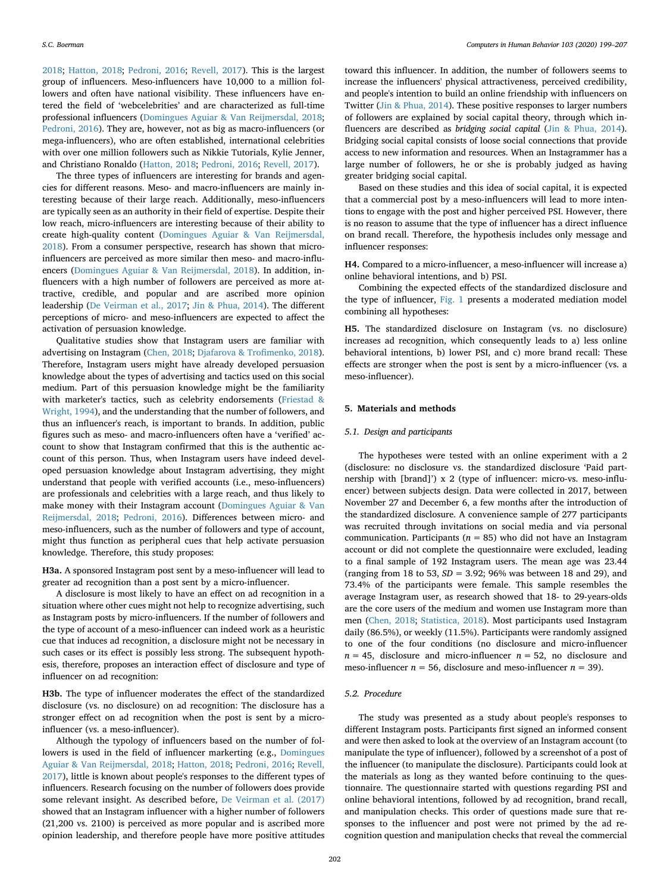2018; Hatton, 2018; Pedroni, 2016; Revell, 2017). This is the largest group of influencers. Meso-influencers have 10,000 to a million followers and often have national visibility. These influencers have entered the field of 'webcelebrities' and are characterized as full-time professional influencers (Domingues Aguiar & Van Reijmersdal, 2018; Pedroni, 2016). They are, however, not as big as macro-influencers (or mega-influencers), who are often established, international celebrities with over one million followers such as Nikkie Tutorials, Kylie Jenner, and Christiano Ronaldo (Hatton, 2018; Pedroni, 2016; Revell, 2017).

The three types of influencers are interesting for brands and agencies for different reasons. Meso- and macro-influencers are mainly interesting because of their large reach. Additionally, meso-influencers are typically seen as an authority in their field of expertise. Despite their low reach, micro-influencers are interesting because of their ability to create high-quality content (Domingues Aguiar & Van Reijmersdal, 2018). From a consumer perspective, research has shown that micro-influencers are perceived as more similar then meso- and macro-influencers (Domingues Aguiar & Van Reijmersdal, 2018). In addition, influencers with a high number of followers are perceived as more attractive, credible, and popular and are ascribed more opinion leadership (De Veirman et al., 2017; Jin & Phua, 2014). The different perceptions of micro- and meso-influencers are expected to affect the activation of persuasion knowledge.

Qualitative studies show that Instagram users are familiar with advertising on Instagram (Chen, 2018; Djafarova & Trofimenko, 2018). Therefore, Instagram users might have already developed persuasion knowledge about the types of advertising and tactics used on this social medium. Part of this persuasion knowledge might be the familiarity with marketer's tactics, such as celebrity endorsements (Friestad & Wright, 1994), and the understanding that the number of followers, and thus an influencer's reach, is important to brands. In addition, public figures such as meso- and macro-influencers often have a 'verified' account to show that Instagram confirmed that this is the authentic account of this person. Thus, when Instagram users have indeed developed persuasion knowledge about Instagram advertising, they might understand that people with verified accounts (i.e., meso-influencers) are professionals and celebrities with a large reach, and thus likely to make money with their Instagram account (Domingues Aguiar & Van Reijmersdal, 2018; Pedroni, 2016). Differences between micro- and meso-influencers, such as the number of followers and type of account, might thus function as peripheral cues that help activate persuasion knowledge. Therefore, this study proposes:

**H3a.** A sponsored Instagram post sent by a meso-influencer will lead to greater ad recognition than a post sent by a micro-influencer.

A disclosure is most likely to have an effect on ad recognition in a situation where other cues might not help to recognize advertising, such as Instagram posts by micro-influencers. If the number of followers and the type of account of a meso-influencer can indeed work as a heuristic cue that induces ad recognition, a disclosure might not be necessary in such cases or its effect is possibly less strong. The subsequent hypothesis, therefore, proposes an interaction effect of disclosure and type of influencer on ad recognition:

**H3b.** The type of influencer moderates the effect of the standardized disclosure (vs. no disclosure) on ad recognition: The disclosure has a stronger effect on ad recognition when the post is sent by a micro-influencer (vs. a meso-influencer).

Although the typology of influencers based on the number of followers is used in the field of influencer markerting (e.g., Domingues Aguiar & Van Reijmersdal, 2018; Hatton, 2018; Pedroni, 2016; Revell, 2017), little is known about people's responses to the different types of influencers. Research focusing on the number of followers does provide some relevant insight. As described before, De Veirman et al. (2017) showed that an Instagram influencer with a higher number of followers (21,200 vs. 2100) is perceived as more popular and is ascribed more opinion leadership, and therefore people have more positive attitudes toward this influencer. In addition, the number of followers seems to increase the influencers' physical attractiveness, perceived credibility, and people's intention to build an online friendship with influencers on Twitter (Jin & Phua, 2014). These positive responses to larger numbers of followers are explained by social capital theory, through which influencers are described as *bridging social capital* (Jin & Phua, 2014). Bridging social capital consists of loose social connections that provide access to new information and resources. When an Instagrammer has a large number of followers, he or she is probably judged as having greater bridging social capital.

Based on these studies and this idea of social capital, it is expected that a commercial post by a meso-influencers will lead to more intentions to engage with the post and higher perceived PSI. However, there is no reason to assume that the type of influencer has a direct influence on brand recall. Therefore, the hypothesis includes only message and influencer responses:

**H4.** Compared to a micro-influencer, a meso-influencer will increase a) online behavioral intentions, and b) PSI.

Combining the expected effects of the standardized disclosure and the type of influencer, Fig. 1 presents a moderated mediation model combining all hypotheses:

**H5.** The standardized disclosure on Instagram (vs. no disclosure) increases ad recognition, which consequently leads to a) less online behavioral intentions, b) lower PSI, and c) more brand recall: These effects are stronger when the post is sent by a micro-influencer (vs. a meso-influencer).

## 5. Materials and methods

### 5.1. Design and participants

The hypotheses were tested with an online experiment with a 2 (disclosure: no disclosure vs. the standardized disclosure 'Paid partnership with [brand]') x 2 (type of influencer: micro-vs. meso-influencer) between subjects design. Data were collected in 2017, between November 27 and December 6, a few months after the introduction of the standardized disclosure. A convenience sample of 277 participants was recruited through invitations on social media and via personal communication. Participants ($n$ = 85) who did not have an Instagram account or did not complete the questionnaire were excluded, leading to a final sample of 192 Instagram users. The mean age was 23.44 (ranging from 18 to 53, $SD$ = 3.92; 96% was between 18 and 29), and 73.4% of the participants were female. This sample resembles the average Instagram user, as research showed that 18- to 29-years-olds are the core users of the medium and women use Instagram more than men (Chen, 2018; Statistica, 2018). Most participants used Instagram daily (86.5%), or weekly (11.5%). Participants were randomly assigned to one of the four conditions (no disclosure and micro-influencer $n$ = 45, disclosure and micro-influencer $n$ = 52, no disclosure and meso-influencer $n$ = 56, disclosure and meso-influencer $n$ = 39).

### 5.2. Procedure

The study was presented as a study about people's responses to different Instagram posts. Participants first signed an informed consent and were then asked to look at the overview of an Instagram account (to manipulate the type of influencer), followed by a screenshot of a post of the influencer (to manipulate the disclosure). Participants could look at the materials as long as they wanted before continuing to the questionnaire. The questionnaire started with questions regarding PSI and online behavioral intentions, followed by ad recognition, brand recall, and manipulation checks. This order of questions made sure that responses to the influencer and post were not primed by the ad recognition question and manipulation checks that reveal the commercial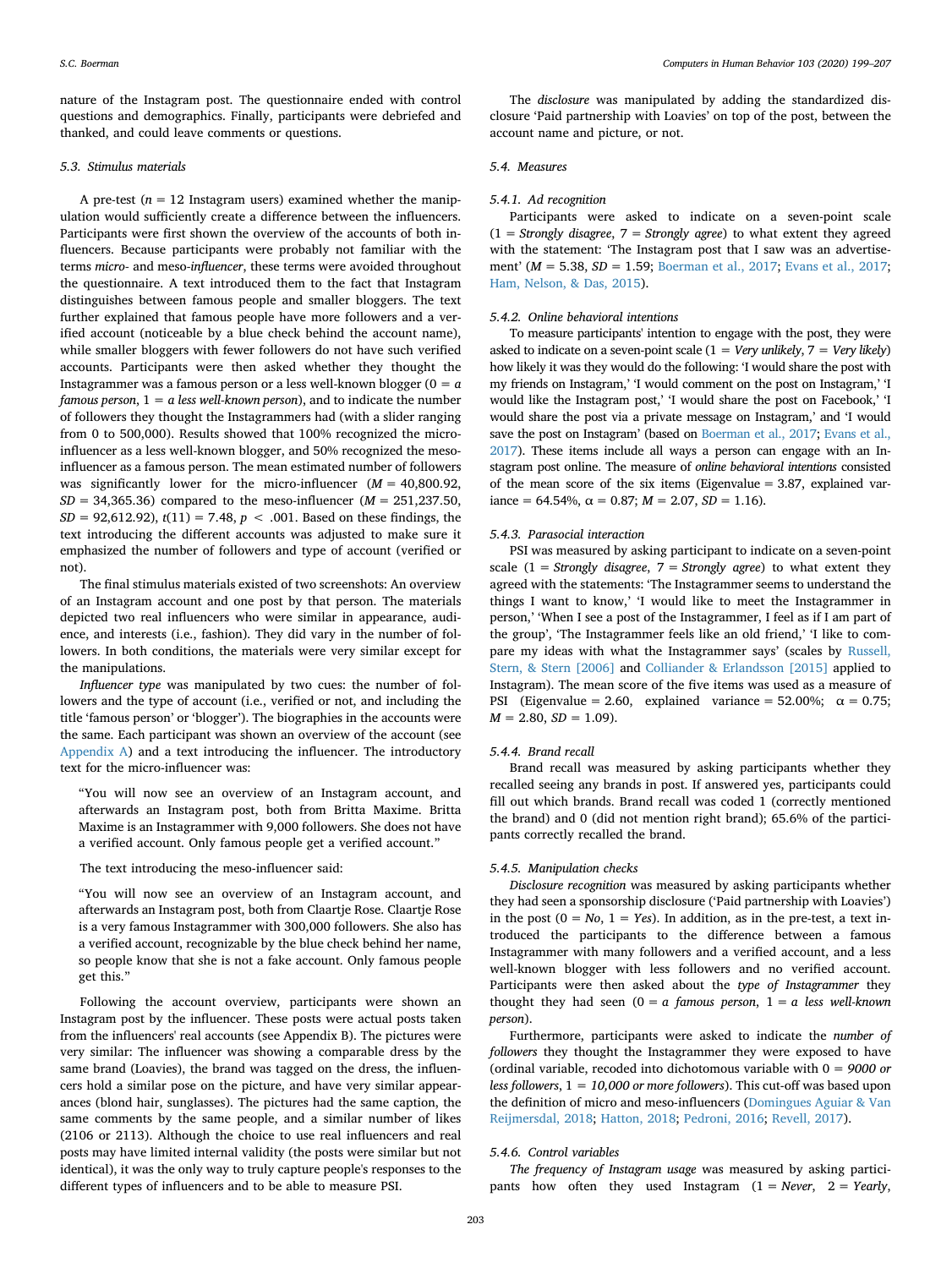nature of the Instagram post. The questionnaire ended with control questions and demographics. Finally, participants were debriefed and thanked, and could leave comments or questions.

### 5.3. Stimulus materials

A pre-test ($n = 12$ Instagram users) examined whether the manipulation would sufficiently create a difference between the influencers. Participants were first shown the overview of the accounts of both influencers. Because participants were probably not familiar with the terms *micro-* and meso-*influencer*, these terms were avoided throughout the questionnaire. A text introduced them to the fact that Instagram distinguishes between famous people and smaller bloggers. The text further explained that famous people have more followers and a verified account (noticeable by a blue check behind the account name), while smaller bloggers with fewer followers do not have such verified accounts. Participants were then asked whether they thought the Instagrammer was a famous person or a less well-known blogger (0 = *a famous person*, 1 = *a less well-known person*), and to indicate the number of followers they thought the Instagrammers had (with a slider ranging from 0 to 500,000). Results showed that 100% recognized the micro-influencer as a less well-known blogger, and 50% recognized the meso-influencer as a famous person. The mean estimated number of followers was significantly lower for the micro-influencer ($M = 40{,}800.92$, $SD = 34{,}365.36$) compared to the meso-influencer ($M = 251{,}237.50$, $SD = 92{,}612.92$), $t(11) = 7.48$, $p < .001$. Based on these findings, the text introducing the different accounts was adjusted to make sure it emphasized the number of followers and type of account (verified or not).

The final stimulus materials existed of two screenshots: An overview of an Instagram account and one post by that person. The materials depicted two real influencers who were similar in appearance, audience, and interests (i.e., fashion). They did vary in the number of followers. In both conditions, the materials were very similar except for the manipulations.

*Influencer type* was manipulated by two cues: the number of followers and the type of account (i.e., verified or not, and including the title 'famous person' or 'blogger'). The biographies in the accounts were the same. Each participant was shown an overview of the account (see Appendix A) and a text introducing the influencer. The introductory text for the micro-influencer was:

> "You will now see an overview of an Instagram account, and afterwards an Instagram post, both from Britta Maxime. Britta Maxime is an Instagrammer with 9,000 followers. She does not have a verified account. Only famous people get a verified account."

The text introducing the meso-influencer said:

> "You will now see an overview of an Instagram account, and afterwards an Instagram post, both from Claartje Rose. Claartje Rose is a very famous Instagrammer with 300,000 followers. She also has a verified account, recognizable by the blue check behind her name, so people know that she is not a fake account. Only famous people get this."

Following the account overview, participants were shown an Instagram post by the influencer. These posts were actual posts taken from the influencers' real accounts (see Appendix B). The pictures were very similar: The influencer was showing a comparable dress by the same brand (Loavies), the brand was tagged on the dress, the influencers hold a similar pose on the picture, and have very similar appearances (blond hair, sunglasses). The pictures had the same caption, the same comments by the same people, and a similar number of likes (2106 or 2113). Although the choice to use real influencers and real posts may have limited internal validity (the posts were similar but not identical), it was the only way to truly capture people's responses to the different types of influencers and to be able to measure PSI.

The *disclosure* was manipulated by adding the standardized disclosure 'Paid partnership with Loavies' on top of the post, between the account name and picture, or not.

### 5.4. Measures

#### 5.4.1. Ad recognition

Participants were asked to indicate on a seven-point scale (1 = *Strongly disagree*, 7 = *Strongly agree*) to what extent they agreed with the statement: 'The Instagram post that I saw was an advertisement' ($M = 5.38$, $SD = 1.59$; Boerman et al., 2017; Evans et al., 2017; Ham, Nelson, & Das, 2015).

#### 5.4.2. Online behavioral intentions

To measure participants' intention to engage with the post, they were asked to indicate on a seven-point scale (1 = *Very unlikely*, 7 = *Very likely*) how likely it was they would do the following: 'I would share the post with my friends on Instagram,' 'I would comment on the post on Instagram,' 'I would like the Instagram post,' 'I would share the post on Facebook,' 'I would share the post via a private message on Instagram,' and 'I would save the post on Instagram' (based on Boerman et al., 2017; Evans et al., 2017). These items include all ways a person can engage with an Instagram post online. The measure of *online behavioral intentions* consisted of the mean score of the six items (Eigenvalue = 3.87, explained variance = 64.54%, $\alpha = 0.87$; $M = 2.07$, $SD = 1.16$).

#### 5.4.3. Parasocial interaction

PSI was measured by asking participant to indicate on a seven-point scale (1 = *Strongly disagree*, 7 = *Strongly agree*) to what extent they agreed with the statements: 'The Instagrammer seems to understand the things I want to know,' 'I would like to meet the Instagrammer in person,' 'When I see a post of the Instagrammer, I feel as if I am part of the group', 'The Instagrammer feels like an old friend,' 'I like to compare my ideas with what the Instagrammer says' (scales by Russell, Stern, & Stern [2006] and Colliander & Erlandsson [2015] applied to Instagram). The mean score of the five items was used as a measure of PSI (Eigenvalue = 2.60, explained variance = 52.00%; $\alpha = 0.75$; $M = 2.80$, $SD = 1.09$).

#### 5.4.4. Brand recall

Brand recall was measured by asking participants whether they recalled seeing any brands in post. If answered yes, participants could fill out which brands. Brand recall was coded 1 (correctly mentioned the brand) and 0 (did not mention right brand); 65.6% of the participants correctly recalled the brand.

#### 5.4.5. Manipulation checks

*Disclosure recognition* was measured by asking participants whether they had seen a sponsorship disclosure ('Paid partnership with Loavies') in the post (0 = *No*, 1 = *Yes*). In addition, as in the pre-test, a text introduced the participants to the difference between a famous Instagrammer with many followers and a verified account, and a less well-known blogger with less followers and no verified account. Participants were then asked about the *type of Instagrammer* they thought they had seen (0 = *a famous person*, 1 = *a less well-known person*).

Furthermore, participants were asked to indicate the *number of followers* they thought the Instagrammer they were exposed to have (ordinal variable, recoded into dichotomous variable with 0 = *9000 or less followers*, 1 = *10,000 or more followers*). This cut-off was based upon the definition of micro and meso-influencers (Domingues Aguiar & Van Reijmersdal, 2018; Hatton, 2018; Pedroni, 2016; Revell, 2017).

#### 5.4.6. Control variables

*The frequency of Instagram usage* was measured by asking participants how often they used Instagram (1 = *Never*, 2 = *Yearly*,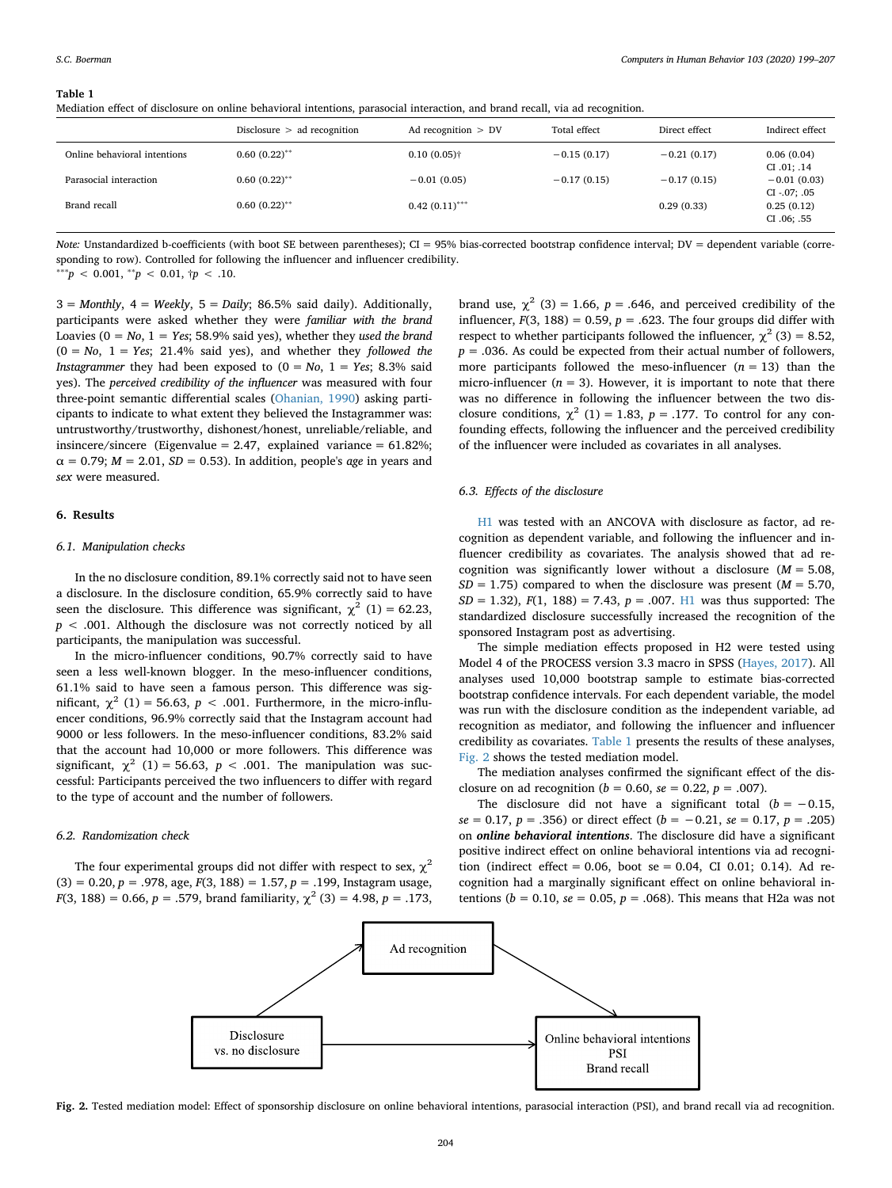**Table 1**
Mediation effect of disclosure on online behavioral intentions, parasocial interaction, and brand recall, via ad recognition.

| | Disclosure > ad recognition | Ad recognition > DV | Total effect | Direct effect | Indirect effect |
|---|---|---|---|---|---|
| Online behavioral intentions | 0.60 (0.22)** | 0.10 (0.05)† | −0.15 (0.17) | −0.21 (0.17) | 0.06 (0.04) CI .01; .14 |
| Parasocial interaction | 0.60 (0.22)** | −0.01 (0.05) | −0.17 (0.15) | −0.17 (0.15) | −0.01 (0.03) CI -.07; .05 |
| Brand recall | 0.60 (0.22)** | 0.42 (0.11)*** | | 0.29 (0.33) | 0.25 (0.12) CI .06; .55 |

*Note:* Unstandardized b-coefficients (with boot SE between parentheses); CI = 95% bias-corrected bootstrap confidence interval; DV = dependent variable (corresponding to row). Controlled for following the influencer and influencer credibility.
***$p < 0.001$, **$p < 0.01$, †$p < .10$.

3 = *Monthly*, 4 = *Weekly*, 5 = *Daily*; 86.5% said daily). Additionally, participants were asked whether they were *familiar with the brand* Loavies (0 = *No*, 1 = *Yes*; 58.9% said yes), whether they *used the brand* (0 = *No*, 1 = *Yes*; 21.4% said yes), and whether they *followed the Instagrammer* they had been exposed to (0 = *No*, 1 = *Yes*; 8.3% said yes). The *perceived credibility of the influencer* was measured with four three-point semantic differential scales (Ohanian, 1990) asking participants to indicate to what extent they believed the Instagrammer was: untrustworthy/trustworthy, dishonest/honest, unreliable/reliable, and insincere/sincere (Eigenvalue = 2.47, explained variance = 61.82%; α = 0.79; *M* = 2.01, *SD* = 0.53). In addition, people's *age* in years and *sex* were measured.

## 6. Results

### 6.1. Manipulation checks

In the no disclosure condition, 89.1% correctly said not to have seen a disclosure. In the disclosure condition, 65.9% correctly said to have seen the disclosure. This difference was significant, $\chi^2$ (1) = 62.23, $p < .001$. Although the disclosure was not correctly noticed by all participants, the manipulation was successful.

In the micro-influencer conditions, 90.7% correctly said to have seen a less well-known blogger. In the meso-influencer conditions, 61.1% said to have seen a famous person. This difference was significant, $\chi^2$ (1) = 56.63, $p < .001$. Furthermore, in the micro-influencer conditions, 96.9% correctly said that the Instagram account had 9000 or less followers. In the meso-influencer conditions, 83.2% said that the account had 10,000 or more followers. This difference was significant, $\chi^2$ (1) = 56.63, $p < .001$. The manipulation was successful: Participants perceived the two influencers to differ with regard to the type of account and the number of followers.

### 6.2. Randomization check

The four experimental groups did not differ with respect to sex, $\chi^2$ (3) = 0.20, $p = .978$, age, $F(3, 188) = 1.57$, $p = .199$, Instagram usage, $F(3, 188) = 0.66$, $p = .579$, brand familiarity, $\chi^2$ (3) = 4.98, $p = .173$, brand use, $\chi^2$ (3) = 1.66, $p = .646$, and perceived credibility of the influencer, $F(3, 188) = 0.59$, $p = .623$. The four groups did differ with respect to whether participants followed the influencer, $\chi^2$ (3) = 8.52, $p = .036$. As could be expected from their actual number of followers, more participants followed the meso-influencer ($n = 13$) than the micro-influencer ($n = 3$). However, it is important to note that there was no difference in following the influencer between the two disclosure conditions, $\chi^2$ (1) = 1.83, $p = .177$. To control for any confounding effects, following the influencer and the perceived credibility of the influencer were included as covariates in all analyses.

### 6.3. Effects of the disclosure

H1 was tested with an ANCOVA with disclosure as factor, ad recognition as dependent variable, and following the influencer and influencer credibility as covariates. The analysis showed that ad recognition was significantly lower without a disclosure ($M = 5.08$, $SD = 1.75$) compared to when the disclosure was present ($M = 5.70$, $SD = 1.32$), $F(1, 188) = 7.43$, $p = .007$. H1 was thus supported: The standardized disclosure successfully increased the recognition of the sponsored Instagram post as advertising.

The simple mediation effects proposed in H2 were tested using Model 4 of the PROCESS version 3.3 macro in SPSS (Hayes, 2017). All analyses used 10,000 bootstrap sample to estimate bias-corrected bootstrap confidence intervals. For each dependent variable, the model was run with the disclosure condition as the independent variable, ad recognition as mediator, and following the influencer and influencer credibility as covariates. Table 1 presents the results of these analyses, Fig. 2 shows the tested mediation model.

The mediation analyses confirmed the significant effect of the disclosure on ad recognition ($b = 0.60$, $se = 0.22$, $p = .007$).

The disclosure did not have a significant total ($b = -0.15$, $se = 0.17$, $p = .356$) or direct effect ($b = -0.21$, $se = 0.17$, $p = .205$) on ***online behavioral intentions***. The disclosure did have a significant positive indirect effect on online behavioral intentions via ad recognition (indirect effect = 0.06, boot se = 0.04, CI 0.01; 0.14). Ad recognition had a marginally significant effect on online behavioral intentions ($b = 0.10$, $se = 0.05$, $p = .068$). This means that H2a was not

**Fig. 2.** Tested mediation model: Effect of sponsorship disclosure on online behavioral intentions, parasocial interaction (PSI), and brand recall via ad recognition.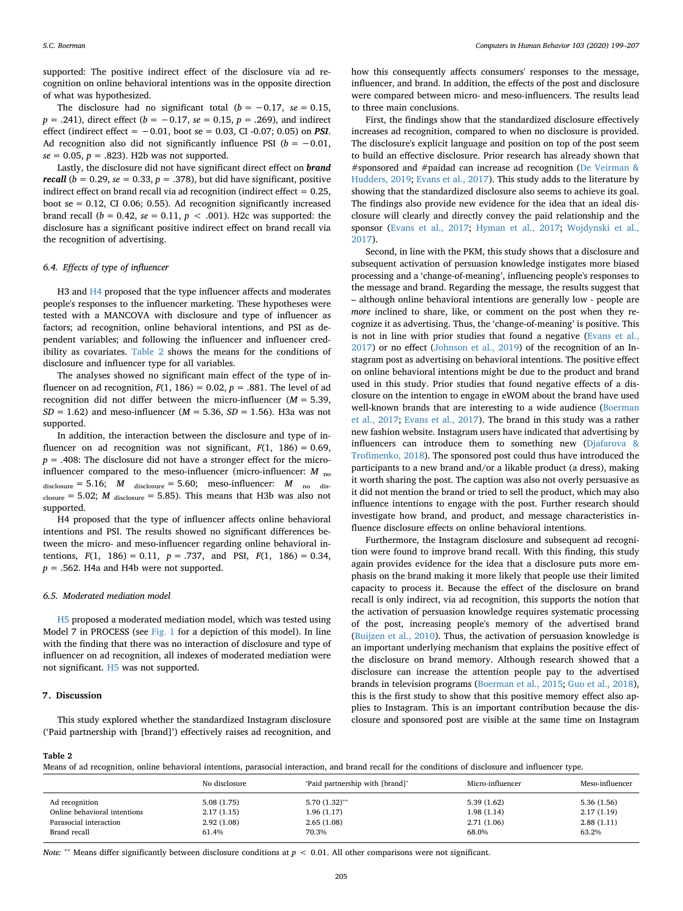supported: The positive indirect effect of the disclosure via ad recognition on online behavioral intentions was in the opposite direction of what was hypothesized.

The disclosure had no significant total ($b = -0.17$, $se = 0.15$, $p = .241$), direct effect ($b = -0.17$, $se = 0.15$, $p = .269$), and indirect effect (indirect effect = −0.01, boot se = 0.03, CI -0.07; 0.05) on ***PSI***. Ad recognition also did not significantly influence PSI ($b = -0.01$, $se = 0.05$, $p = .823$). H2b was not supported.

Lastly, the disclosure did not have significant direct effect on ***brand recall*** ($b = 0.29$, $se = 0.33$, $p = .378$), but did have significant, positive indirect effect on brand recall via ad recognition (indirect effect = 0.25, boot se = 0.12, CI 0.06; 0.55). Ad recognition significantly increased brand recall ($b = 0.42$, $se = 0.11$, $p < .001$). H2c was supported: the disclosure has a significant positive indirect effect on brand recall via the recognition of advertising.

### 6.4. Effects of type of influencer

H3 and H4 proposed that the type influencer affects and moderates people's responses to the influencer marketing. These hypotheses were tested with a MANCOVA with disclosure and type of influencer as factors; ad recognition, online behavioral intentions, and PSI as dependent variables; and following the influencer and influencer credibility as covariates. Table 2 shows the means for the conditions of disclosure and influencer type for all variables.

The analyses showed no significant main effect of the type of influencer on ad recognition, $F(1, 186) = 0.02$, $p = .881$. The level of ad recognition did not differ between the micro-influencer ($M = 5.39$, $SD = 1.62$) and meso-influencer ($M = 5.36$, $SD = 1.56$). H3a was not supported.

In addition, the interaction between the disclosure and type of influencer on ad recognition was not significant, $F(1, 186) = 0.69$, $p = .408$: The disclosure did not have a stronger effect for the micro-influencer compared to the meso-influencer (micro-influencer: $M_{\text{no disclosure}} = 5.16$; $M_{\text{disclosure}} = 5.60$; meso-influencer: $M_{\text{no disclosure}} = 5.02$; $M_{\text{disclosure}} = 5.85$). This means that H3b was also not supported.

H4 proposed that the type of influencer affects online behavioral intentions and PSI. The results showed no significant differences between the micro- and meso-influencer regarding online behavioral intentions, $F(1, 186) = 0.11$, $p = .737$, and PSI, $F(1, 186) = 0.34$, $p = .562$. H4a and H4b were not supported.

### 6.5. Moderated mediation model

H5 proposed a moderated mediation model, which was tested using Model 7 in PROCESS (see Fig. 1 for a depiction of this model). In line with the finding that there was no interaction of disclosure and type of influencer on ad recognition, all indexes of moderated mediation were not significant. H5 was not supported.

## 7. Discussion

This study explored whether the standardized Instagram disclosure ('Paid partnership with [brand]') effectively raises ad recognition, and how this consequently affects consumers' responses to the message, influencer, and brand. In addition, the effects of the post and disclosure were compared between micro- and meso-influencers. The results lead to three main conclusions.

First, the findings show that the standardized disclosure effectively increases ad recognition, compared to when no disclosure is provided. The disclosure's explicit language and position on top of the post seem to build an effective disclosure. Prior research has already shown that #sponsored and #paidad can increase ad recognition (De Veirman & Hudders, 2019; Evans et al., 2017). This study adds to the literature by showing that the standardized disclosure also seems to achieve its goal. The findings also provide new evidence for the idea that an ideal disclosure will clearly and directly convey the paid relationship and the sponsor (Evans et al., 2017; Hyman et al., 2017; Wojdynski et al., 2017).

Second, in line with the PKM, this study shows that a disclosure and subsequent activation of persuasion knowledge instigates more biased processing and a 'change-of-meaning', influencing people's responses to the message and brand. Regarding the message, the results suggest that – although online behavioral intentions are generally low - people are *more* inclined to share, like, or comment on the post when they recognize it as advertising. Thus, the 'change-of-meaning' is positive. This is not in line with prior studies that found a negative (Evans et al., 2017) or no effect (Johnson et al., 2019) of the recognition of an Instagram post as advertising on behavioral intentions. The positive effect on online behavioral intentions might be due to the product and brand used in this study. Prior studies that found negative effects of a disclosure on the intention to engage in eWOM about the brand have used well-known brands that are interesting to a wide audience (Boerman et al., 2017; Evans et al., 2017). The brand in this study was a rather new fashion website. Instagram users have indicated that advertising by influencers can introduce them to something new (Djafarova & Trofimenko, 2018). The sponsored post could thus have introduced the participants to a new brand and/or a likable product (a dress), making it worth sharing the post. The caption was also not overly persuasive as it did not mention the brand or tried to sell the product, which may also influence intentions to engage with the post. Further research should investigate how brand, and product, and message characteristics influence disclosure effects on online behavioral intentions.

Furthermore, the Instagram disclosure and subsequent ad recognition were found to improve brand recall. With this finding, this study again provides evidence for the idea that a disclosure puts more emphasis on the brand making it more likely that people use their limited capacity to process it. Because the effect of the disclosure on brand recall is only indirect, via ad recognition, this supports the notion that the activation of persuasion knowledge requires systematic processing of the post, increasing people's memory of the advertised brand (Buijzen et al., 2010). Thus, the activation of persuasion knowledge is an important underlying mechanism that explains the positive effect of the disclosure on brand memory. Although research showed that a disclosure can increase the attention people pay to the advertised brands in television programs (Boerman et al., 2015; Guo et al., 2018), this is the first study to show that this positive memory effect also applies to Instagram. This is an important contribution because the disclosure and sponsored post are visible at the same time on Instagram

**Table 2**
Means of ad recognition, online behavioral intentions, parasocial interaction, and brand recall for the conditions of disclosure and influencer type.

| | No disclosure | 'Paid partnership with [brand]' | Micro-influencer | Meso-influencer |
|---|---|---|---|---|
| Ad recognition | 5.08 (1.75) | 5.70 (1.32)** | 5.39 (1.62) | 5.36 (1.56) |
| Online behavioral intentions | 2.17 (1.15) | 1.96 (1.17) | 1.98 (1.14) | 2.17 (1.19) |
| Parasocial interaction | 2.92 (1.08) | 2.65 (1.08) | 2.71 (1.06) | 2.88 (1.11) |
| Brand recall | 61.4% | 70.3% | 68.0% | 63.2% |

*Note:* ** Means differ significantly between disclosure conditions at $p < 0.01$. All other comparisons were not significant.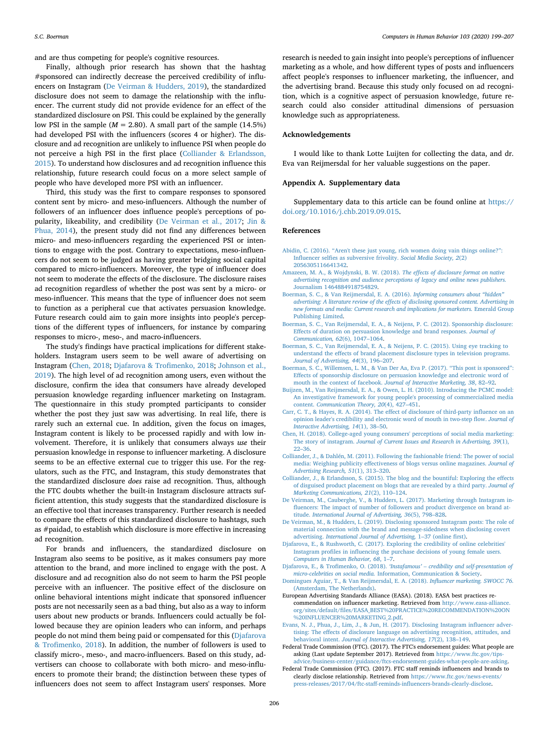and are thus competing for people's cognitive resources.

Finally, although prior research has shown that the hashtag #sponsored can indirectly decrease the perceived credibility of influencers on Instagram (De Veirman & Hudders, 2019), the standardized disclosure does not seem to damage the relationship with the influencer. The current study did not provide evidence for an effect of the standardized disclosure on PSI. This could be explained by the generally low PSI in the sample ($M = 2.80$). A small part of the sample (14.5%) had developed PSI with the influencers (scores 4 or higher). The disclosure and ad recognition are unlikely to influence PSI when people do not perceive a high PSI in the first place (Colliander & Erlandsson, 2015). To understand how disclosures and ad recognition influence this relationship, future research could focus on a more select sample of people who have developed more PSI with an influencer.

Third, this study was the first to compare responses to sponsored content sent by micro- and meso-influencers. Although the number of followers of an influencer does influence people's perceptions of popularity, likeability, and credibility (De Veirman et al., 2017; Jin & Phua, 2014), the present study did not find any differences between micro- and meso-influencers regarding the experienced PSI or intentions to engage with the post. Contrary to expectations, meso-influencers do not seem to be judged as having greater bridging social capital compared to micro-influencers. Moreover, the type of influencer does not seem to moderate the effects of the disclosure. The disclosure raises ad recognition regardless of whether the post was sent by a micro- or meso-influencer. This means that the type of influencer does not seem to function as a peripheral cue that activates persuasion knowledge. Future research could aim to gain more insights into people's perceptions of the different types of influencers, for instance by comparing responses to micro-, meso-, and macro-influencers.

The study's findings have practical implications for different stakeholders. Instagram users seem to be well aware of advertising on Instagram (Chen, 2018; Djafarova & Trofimenko, 2018; Johnson et al., 2019). The high level of ad recognition among users, even without the disclosure, confirm the idea that consumers have already developed persuasion knowledge regarding influencer marketing on Instagram. The questionnaire in this study prompted participants to consider whether the post they just saw was advertising. In real life, there is rarely such an external cue. In addition, given the focus on images, Instagram content is likely to be processed rapidly and with low involvement. Therefore, it is unlikely that consumers always *use* their persuasion knowledge in response to influencer marketing. A disclosure seems to be an effective external cue to trigger this use. For the regulators, such as the FTC, and Instagram, this study demonstrates that the standardized disclosure *does* raise ad recognition. Thus, although the FTC doubts whether the built-in Instagram disclosure attracts sufficient attention, this study suggests that the standardized disclosure is an effective tool that increases transparency. Further research is needed to compare the effects of this standardized disclosure to hashtags, such as #paidad, to establish which disclosure is more effective in increasing ad recognition.

For brands and influencers, the standardized disclosure on Instagram also seems to be positive, as it makes consumers pay more attention to the brand, and more inclined to engage with the post. A disclosure and ad recognition also do not seem to harm the PSI people perceive with an influencer. The positive effect of the disclosure on online behavioral intentions might indicate that sponsored influencer posts are not necessarily seen as a bad thing, but also as a way to inform users about new products or brands. Influencers could actually be followed because they are opinion leaders who can inform, and perhaps people do not mind them being paid or compensated for this (Djafarova & Trofimenko, 2018). In addition, the number of followers is used to classify micro-, meso-, and macro-influencers. Based on this study, advertisers can choose to collaborate with both micro- and meso-influencers to promote their brand; the distinction between these types of influencers does not seem to affect Instagram users' responses. More research is needed to gain insight into people's perceptions of influencer marketing as a whole, and how different types of posts and influencers affect people's responses to influencer marketing, the influencer, and the advertising brand. Because this study only focused on ad recognition, which is a cognitive aspect of persuasion knowledge, future research could also consider attitudinal dimensions of persuasion knowledge such as appropriateness.

## Acknowledgements

I would like to thank Lotte Luijten for collecting the data, and dr. Eva van Reijmersdal for her valuable suggestions on the paper.

## Appendix A. Supplementary data

Supplementary data to this article can be found online at https://doi.org/10.1016/j.chb.2019.09.015.

## References

Abidin, C. (2016). "Aren't these just young, rich women doing vain things online?": Influencer selfies as subversive frivolity. *Social Media Society, 2*(2) 2056305116641342.

Amazeen, M. A., & Wojdynski, B. W. (2018). *The effects of disclosure format on native advertising recognition and audience perceptions of legacy and online news publishers.* Journalism 1464884918754829.

Boerman, S. C., & Van Reijmersdal, E. A. (2016). *Informing consumers about "hidden" advertising: A literature review of the effects of disclosing sponsored content. Advertising in new formats and media: Current research and implications for marketers.* Emerald Group Publishing Limited.

Boerman, S. C., Van Reijmersdal, E. A., & Neijens, P. C. (2012). Sponsorship disclosure: Effects of duration on persuasion knowledge and brand responses. *Journal of Communication, 62*(6), 1047–1064.

Boerman, S. C., Van Reijmersdal, E. A., & Neijens, P. C. (2015). Using eye tracking to understand the effects of brand placement disclosure types in television programs. *Journal of Advertising, 44*(3), 196–207.

Boerman, S. C., Willemsen, L. M., & Van Der Aa, Eva P. (2017). "This post is sponsored": Effects of sponsorship disclosure on persuasion knowledge and electronic word of mouth in the context of facebook. *Journal of Interactive Marketing, 38*, 82–92.

Buijzen, M., Van Reijmersdal, E. A., & Owen, L. H. (2010). Introducing the PCMC model: An investigative framework for young people's processing of commercialized media content. *Communication Theory, 20*(4), 427–451.

Carr, C. T., & Hayes, R. A. (2014). The effect of disclosure of third-party influence on an opinion leader's credibility and electronic word of mouth in two-step flow. *Journal of Interactive Advertising, 14*(1), 38–50.

Chen, H. (2018). College-aged young consumers' perceptions of social media marketing: The story of instagram. *Journal of Current Issues and Research in Advertising, 39*(1), 22–36.

Colliander, J., & Dahlén, M. (2011). Following the fashionable friend: The power of social media: Weighing publicity effectiveness of blogs versus online magazines. *Journal of Advertising Research, 51*(1), 313–320.

Colliander, J., & Erlandsson, S. (2015). The blog and the bountiful: Exploring the effects of disguised product placement on blogs that are revealed by a third party. *Journal of Marketing Communications, 21*(2), 110–124.

De Veirman, M., Cauberghe, V., & Hudders, L. (2017). Marketing through Instagram influencers: The impact of number of followers and product divergence on brand attitude. *International Journal of Advertising, 36*(5), 798–828.

De Veirman, M., & Hudders, L. (2019). Disclosing sponsored Instagram posts: The role of material connection with the brand and message-sidedness when disclosing covert advertising. *International Journal of Advertising,* 1–37 (online first).

Djafarova, E., & Rushworth, C. (2017). Exploring the credibility of online celebrities' Instagram profiles in influencing the purchase decisions of young female users. *Computers in Human Behavior, 68*, 1–7.

Djafarova, E., & Trofimenko, O. (2018). *'Instafamous' – credibility and self-presentation of micro-celebrities on social media.* Information, Communication & Society.

Domingues Aguiar, T., & Van Reijmersdal, E. A. (2018). *Influencer marketing. SWOCC 76.* (Amsterdam, The Netherlands).

European Advertising Standards Alliance (EASA). (2018). EASA best practices recommendation on influencer marketing. Retrieved from http://www.easa-alliance.org/sites/default/files/EASA_BEST%20PRACTICE%20RECOMMENDATION%20ON%20INFLUENCER%20MARKETING_2.pdf.

Evans, N. J., Phua, J., Lim, J., & Jun, H. (2017). Disclosing Instagram influencer advertising: The effects of disclosure language on advertising recognition, attitudes, and behavioral intent. *Journal of Interactive Advertising, 17*(2), 138–149.

Federal Trade Commission (FTC). (2017). The FTC's endorsement guides: What people are asking (Last update September 2017). Retrieved from https://www.ftc.gov/tips-advice/business-center/guidance/ftcs-endorsement-guides-what-people-are-asking.

Federal Trade Commission (FTC). (2017). FTC staff reminds influencers and brands to clearly disclose relationship. Retrieved from https://www.ftc.gov/news-events/press-releases/2017/04/ftc-staff-reminds-influencers-brands-clearly-disclose.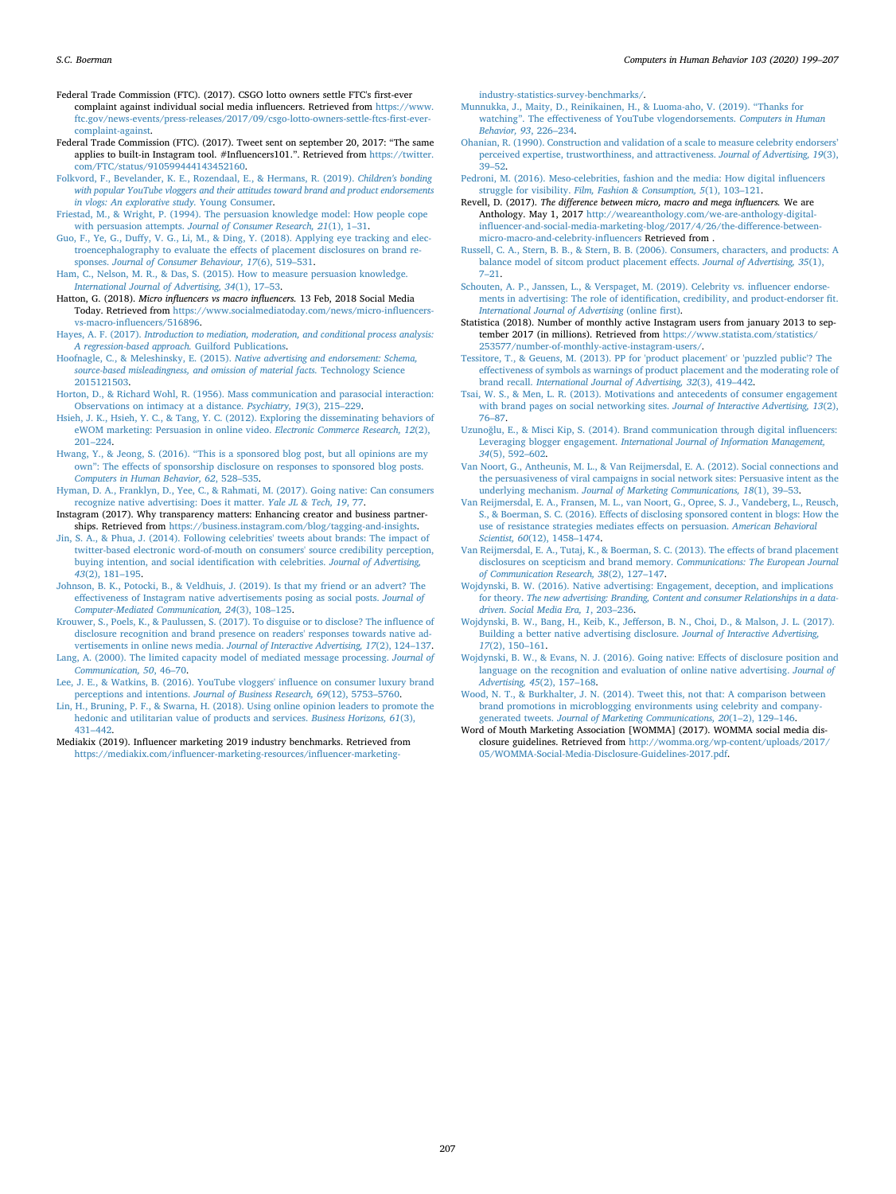Federal Trade Commission (FTC). (2017). CSGO lotto owners settle FTC's first-ever complaint against individual social media influencers. Retrieved from https://www.ftc.gov/news-events/press-releases/2017/09/csgo-lotto-owners-settle-ftcs-first-ever-complaint-against.

Federal Trade Commission (FTC). (2017). Tweet sent on september 20, 2017: "The same applies to built-in Instagram tool. #Influencers101.". Retrieved from https://twitter.com/FTC/status/910599444143452160.

Folkvord, F., Bevelander, K. E., Rozendaal, E., & Hermans, R. (2019). *Children's bonding with popular YouTube vloggers and their attitudes toward brand and product endorsements in vlogs: An explorative study.* Young Consumer.

Friestad, M., & Wright, P. (1994). The persuasion knowledge model: How people cope with persuasion attempts. *Journal of Consumer Research, 21*(1), 1–31.

Guo, F., Ye, G., Duffy, V. G., Li, M., & Ding, Y. (2018). Applying eye tracking and electroencephalography to evaluate the effects of placement disclosures on brand responses. *Journal of Consumer Behaviour, 17*(6), 519–531.

Ham, C., Nelson, M. R., & Das, S. (2015). How to measure persuasion knowledge. *International Journal of Advertising, 34*(1), 17–53.

Hatton, G. (2018). *Micro influencers vs macro influencers.* 13 Feb, 2018 Social Media Today. Retrieved from https://www.socialmediatoday.com/news/micro-influencers-vs-macro-influencers/516896.

Hayes, A. F. (2017). *Introduction to mediation, moderation, and conditional process analysis: A regression-based approach.* Guilford Publications.

Hoofnagle, C., & Meleshinsky, E. (2015). *Native advertising and endorsement: Schema, source-based misleadingness, and omission of material facts.* Technology Science 2015121503.

Horton, D., & Richard Wohl, R. (1956). Mass communication and parasocial interaction: Observations on intimacy at a distance. *Psychiatry, 19*(3), 215–229.

Hsieh, J. K., Hsieh, Y. C., & Tang, Y. C. (2012). Exploring the disseminating behaviors of eWOM marketing: Persuasion in online video. *Electronic Commerce Research, 12*(2), 201–224.

Hwang, Y., & Jeong, S. (2016). "This is a sponsored blog post, but all opinions are my own": The effects of sponsorship disclosure on responses to sponsored blog posts. *Computers in Human Behavior, 62*, 528–535.

Hyman, D. A., Franklyn, D., Yee, C., & Rahmati, M. (2017). Going native: Can consumers recognize native advertising: Does it matter. *Yale JL & Tech, 19*, 77.

Instagram (2017). Why transparency matters: Enhancing creator and business partnerships. Retrieved from https://business.instagram.com/blog/tagging-and-insights.

Jin, S. A., & Phua, J. (2014). Following celebrities' tweets about brands: The impact of twitter-based electronic word-of-mouth on consumers' source credibility perception, buying intention, and social identification with celebrities. *Journal of Advertising, 43*(2), 181–195.

Johnson, B. K., Potocki, B., & Veldhuis, J. (2019). Is that my friend or an advert? The effectiveness of Instagram native advertisements posing as social posts. *Journal of Computer-Mediated Communication, 24*(3), 108–125.

Krouwer, S., Poels, K., & Paulussen, S. (2017). To disguise or to disclose? The influence of disclosure recognition and brand presence on readers' responses towards native advertisements in online news media. *Journal of Interactive Advertising, 17*(2), 124–137.

Lang, A. (2000). The limited capacity model of mediated message processing. *Journal of Communication, 50*, 46–70.

Lee, J. E., & Watkins, B. (2016). YouTube vloggers' influence on consumer luxury brand perceptions and intentions. *Journal of Business Research, 69*(12), 5753–5760.

Lin, H., Bruning, P. F., & Swarna, H. (2018). Using online opinion leaders to promote the hedonic and utilitarian value of products and services. *Business Horizons, 61*(3), 431–442.

Mediakix (2019). Influencer marketing 2019 industry benchmarks. Retrieved from https://mediakix.com/influencer-marketing-resources/influencer-marketing-industry-statistics-survey-benchmarks/.

Munnukka, J., Maity, D., Reinikainen, H., & Luoma-aho, V. (2019). "Thanks for watching". The effectiveness of YouTube vlogendorsements. *Computers in Human Behavior, 93*, 226–234.

Ohanian, R. (1990). Construction and validation of a scale to measure celebrity endorsers' perceived expertise, trustworthiness, and attractiveness. *Journal of Advertising, 19*(3), 39–52.

Pedroni, M. (2016). Meso-celebrities, fashion and the media: How digital influencers struggle for visibility. *Film, Fashion & Consumption, 5*(1), 103–121.

Revell, D. (2017). *The difference between micro, macro and mega influencers.* We are Anthology. May 1, 2017 http://weareanthology.com/we-are-anthology-digital-influencer-and-social-media-marketing-blog/2017/4/26/the-difference-between-micro-macro-and-celebrity-influencers Retrieved from .

Russell, C. A., Stern, B. B., & Stern, B. B. (2006). Consumers, characters, and products: A balance model of sitcom product placement effects. *Journal of Advertising, 35*(1), 7–21.

Schouten, A. P., Janssen, L., & Verspaget, M. (2019). Celebrity vs. influencer endorsements in advertising: The role of identification, credibility, and product-endorser fit. *International Journal of Advertising* (online first).

Statistica (2018). Number of monthly active Instagram users from january 2013 to september 2017 (in millions). Retrieved from https://www.statista.com/statistics/253577/number-of-monthly-active-instagram-users/.

Tessitore, T., & Geuens, M. (2013). PP for 'product placement' or 'puzzled public'? The effectiveness of symbols as warnings of product placement and the moderating role of brand recall. *International Journal of Advertising, 32*(3), 419–442.

Tsai, W. S., & Men, L. R. (2013). Motivations and antecedents of consumer engagement with brand pages on social networking sites. *Journal of Interactive Advertising, 13*(2), 76–87.

Uzunoğlu, E., & Misci Kip, S. (2014). Brand communication through digital influencers: Leveraging blogger engagement. *International Journal of Information Management, 34*(5), 592–602.

Van Noort, G., Antheunis, M. L., & Van Reijmersdal, E. A. (2012). Social connections and the persuasiveness of viral campaigns in social network sites: Persuasive intent as the underlying mechanism. *Journal of Marketing Communications, 18*(1), 39–53.

Van Reijmersdal, E. A., Fransen, M. L., van Noort, G., Opree, S. J., Vandeberg, L., Reusch, S., & Boerman, S. C. (2016). Effects of disclosing sponsored content in blogs: How the use of resistance strategies mediates effects on persuasion. *American Behavioral Scientist, 60*(12), 1458–1474.

Van Reijmersdal, E. A., Tutaj, K., & Boerman, S. C. (2013). The effects of brand placement disclosures on scepticism and brand memory. *Communications: The European Journal of Communication Research, 38*(2), 127–147.

Wojdynski, B. W. (2016). Native advertising: Engagement, deception, and implications for theory. *The new advertising: Branding, Content and consumer Relationships in a data-driven. Social Media Era, 1*, 203–236.

Wojdynski, B. W., Bang, H., Keib, K., Jefferson, B. N., Choi, D., & Malson, J. L. (2017). Building a better native advertising disclosure. *Journal of Interactive Advertising, 17*(2), 150–161.

Wojdynski, B. W., & Evans, N. J. (2016). Going native: Effects of disclosure position and language on the recognition and evaluation of online native advertising. *Journal of Advertising, 45*(2), 157–168.

Wood, N. T., & Burkhalter, J. N. (2014). Tweet this, not that: A comparison between brand promotions in microblogging environments using celebrity and company-generated tweets. *Journal of Marketing Communications, 20*(1–2), 129–146.

Word of Mouth Marketing Association [WOMMA] (2017). WOMMA social media disclosure guidelines. Retrieved from http://womma.org/wp-content/uploads/2017/05/WOMMA-Social-Media-Disclosure-Guidelines-2017.pdf.